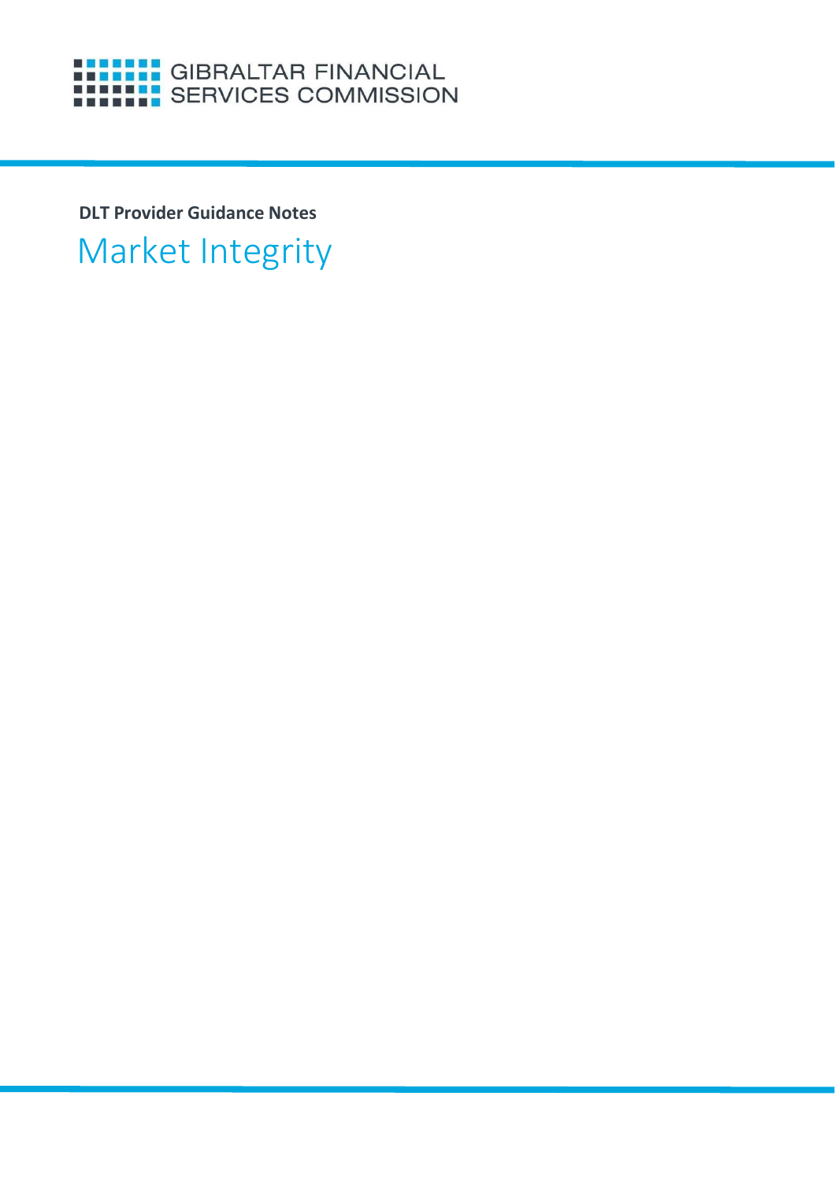GIBRALTAR FINANCIAL SERVICES COMMISSION

**DLT Provider Guidance Notes**

# Market Integrity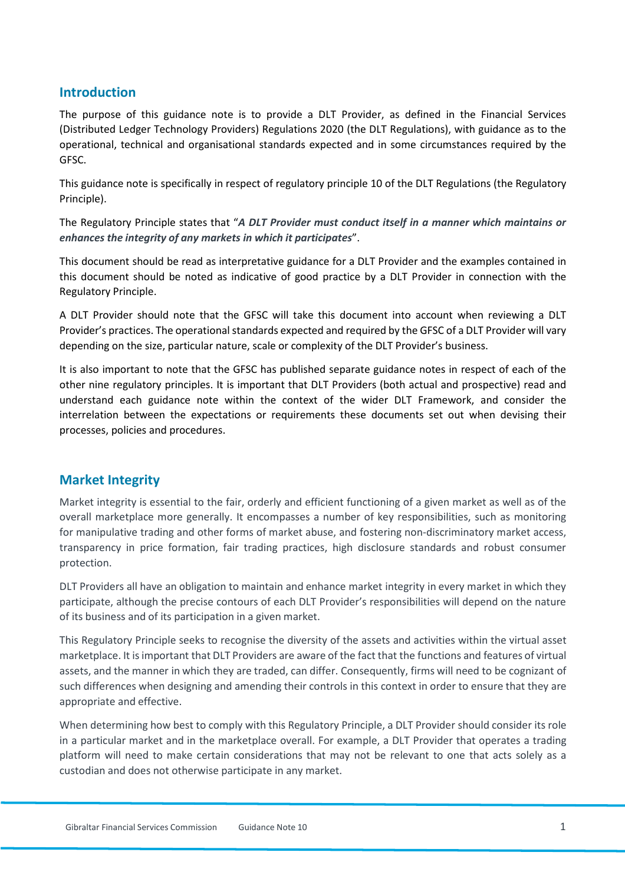## Introduction

The purpose of this guidance note is to provide a DLT Provider, as defined in the Financial Services (Distributed Ledger Technology Providers) Regulations 2020 (the DLT Regulations), with guidance as to the operational, technical and organisational standards expected and in some circumstances required by the GFSC.

This guidance note is specifically in respect of regulatory principle 10 of the DLT Regulations (the Regulatory Principle).

The Regulatory Principle states that "***A DLT Provider must conduct itself in a manner which maintains or enhances the integrity of any markets in which it participates***".

This document should be read as interpretative guidance for a DLT Provider and the examples contained in this document should be noted as indicative of good practice by a DLT Provider in connection with the Regulatory Principle.

A DLT Provider should note that the GFSC will take this document into account when reviewing a DLT Provider's practices. The operational standards expected and required by the GFSC of a DLT Provider will vary depending on the size, particular nature, scale or complexity of the DLT Provider's business.

It is also important to note that the GFSC has published separate guidance notes in respect of each of the other nine regulatory principles. It is important that DLT Providers (both actual and prospective) read and understand each guidance note within the context of the wider DLT Framework, and consider the interrelation between the expectations or requirements these documents set out when devising their processes, policies and procedures.

## Market Integrity

Market integrity is essential to the fair, orderly and efficient functioning of a given market as well as of the overall marketplace more generally. It encompasses a number of key responsibilities, such as monitoring for manipulative trading and other forms of market abuse, and fostering non-discriminatory market access, transparency in price formation, fair trading practices, high disclosure standards and robust consumer protection.

DLT Providers all have an obligation to maintain and enhance market integrity in every market in which they participate, although the precise contours of each DLT Provider's responsibilities will depend on the nature of its business and of its participation in a given market.

This Regulatory Principle seeks to recognise the diversity of the assets and activities within the virtual asset marketplace. It is important that DLT Providers are aware of the fact that the functions and features of virtual assets, and the manner in which they are traded, can differ. Consequently, firms will need to be cognizant of such differences when designing and amending their controls in this context in order to ensure that they are appropriate and effective.

When determining how best to comply with this Regulatory Principle, a DLT Provider should consider its role in a particular market and in the marketplace overall. For example, a DLT Provider that operates a trading platform will need to make certain considerations that may not be relevant to one that acts solely as a custodian and does not otherwise participate in any market.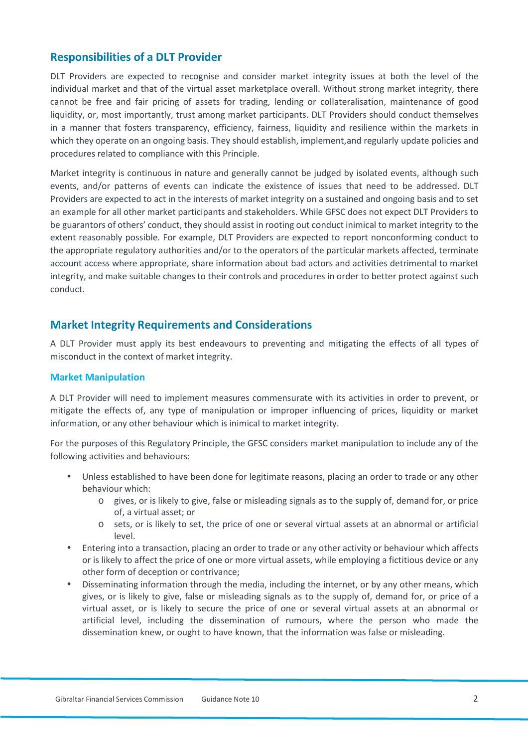## Responsibilities of a DLT Provider

DLT Providers are expected to recognise and consider market integrity issues at both the level of the individual market and that of the virtual asset marketplace overall. Without strong market integrity, there cannot be free and fair pricing of assets for trading, lending or collateralisation, maintenance of good liquidity, or, most importantly, trust among market participants. DLT Providers should conduct themselves in a manner that fosters transparency, efficiency, fairness, liquidity and resilience within the markets in which they operate on an ongoing basis. They should establish, implement,and regularly update policies and procedures related to compliance with this Principle.

Market integrity is continuous in nature and generally cannot be judged by isolated events, although such events, and/or patterns of events can indicate the existence of issues that need to be addressed. DLT Providers are expected to act in the interests of market integrity on a sustained and ongoing basis and to set an example for all other market participants and stakeholders. While GFSC does not expect DLT Providers to be guarantors of others' conduct, they should assist in rooting out conduct inimical to market integrity to the extent reasonably possible. For example, DLT Providers are expected to report nonconforming conduct to the appropriate regulatory authorities and/or to the operators of the particular markets affected, terminate account access where appropriate, share information about bad actors and activities detrimental to market integrity, and make suitable changes to their controls and procedures in order to better protect against such conduct.

## Market Integrity Requirements and Considerations

A DLT Provider must apply its best endeavours to preventing and mitigating the effects of all types of misconduct in the context of market integrity.

### Market Manipulation

A DLT Provider will need to implement measures commensurate with its activities in order to prevent, or mitigate the effects of, any type of manipulation or improper influencing of prices, liquidity or market information, or any other behaviour which is inimical to market integrity.

For the purposes of this Regulatory Principle, the GFSC considers market manipulation to include any of the following activities and behaviours:

- Unless established to have been done for legitimate reasons, placing an order to trade or any other behaviour which:
  - gives, or is likely to give, false or misleading signals as to the supply of, demand for, or price of, a virtual asset; or
  - sets, or is likely to set, the price of one or several virtual assets at an abnormal or artificial level.
- Entering into a transaction, placing an order to trade or any other activity or behaviour which affects or is likely to affect the price of one or more virtual assets, while employing a fictitious device or any other form of deception or contrivance;
- Disseminating information through the media, including the internet, or by any other means, which gives, or is likely to give, false or misleading signals as to the supply of, demand for, or price of a virtual asset, or is likely to secure the price of one or several virtual assets at an abnormal or artificial level, including the dissemination of rumours, where the person who made the dissemination knew, or ought to have known, that the information was false or misleading.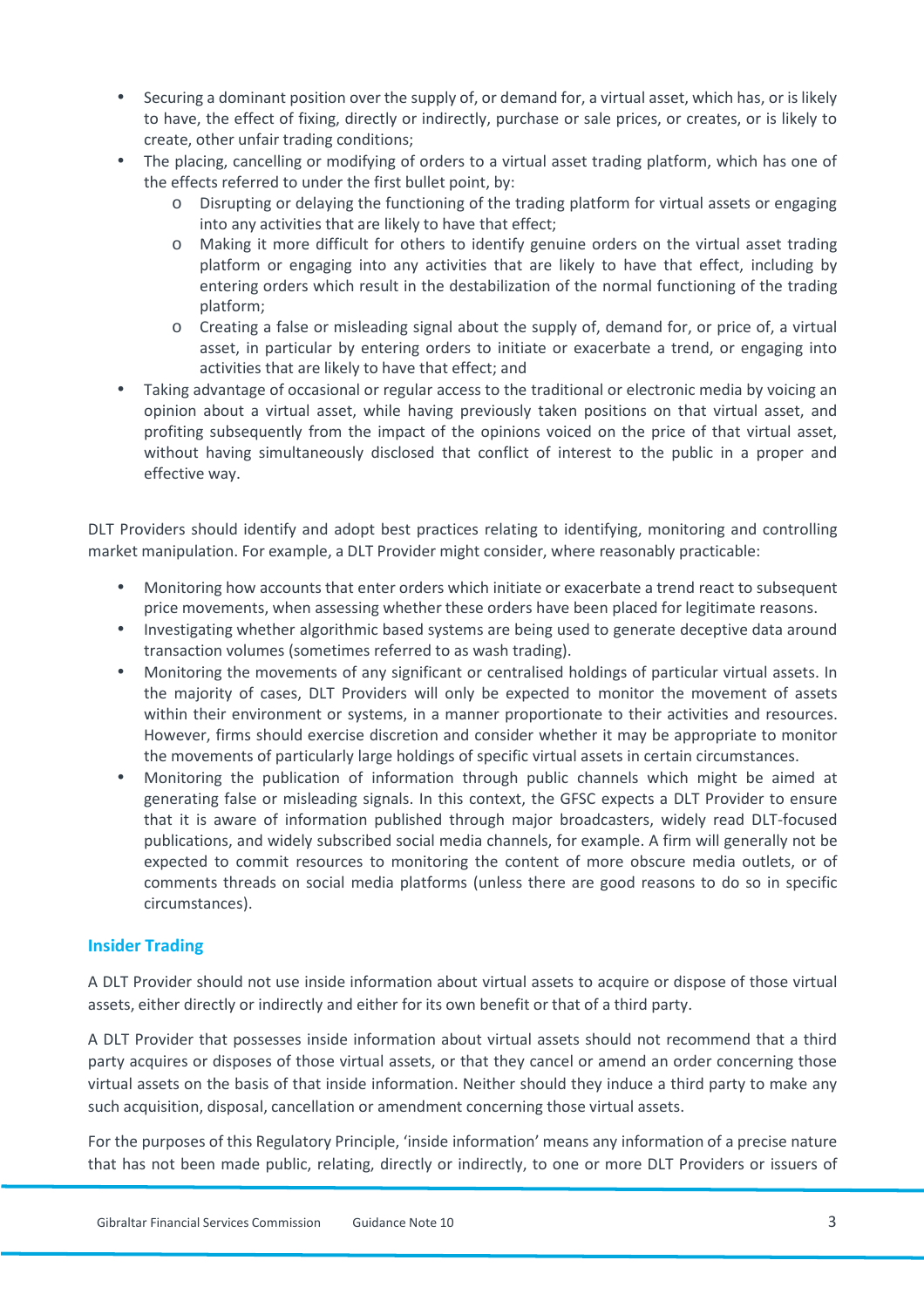- Securing a dominant position over the supply of, or demand for, a virtual asset, which has, or is likely to have, the effect of fixing, directly or indirectly, purchase or sale prices, or creates, or is likely to create, other unfair trading conditions;
- The placing, cancelling or modifying of orders to a virtual asset trading platform, which has one of the effects referred to under the first bullet point, by:
  - Disrupting or delaying the functioning of the trading platform for virtual assets or engaging into any activities that are likely to have that effect;
  - Making it more difficult for others to identify genuine orders on the virtual asset trading platform or engaging into any activities that are likely to have that effect, including by entering orders which result in the destabilization of the normal functioning of the trading platform;
  - Creating a false or misleading signal about the supply of, demand for, or price of, a virtual asset, in particular by entering orders to initiate or exacerbate a trend, or engaging into activities that are likely to have that effect; and
- Taking advantage of occasional or regular access to the traditional or electronic media by voicing an opinion about a virtual asset, while having previously taken positions on that virtual asset, and profiting subsequently from the impact of the opinions voiced on the price of that virtual asset, without having simultaneously disclosed that conflict of interest to the public in a proper and effective way.

DLT Providers should identify and adopt best practices relating to identifying, monitoring and controlling market manipulation. For example, a DLT Provider might consider, where reasonably practicable:

- Monitoring how accounts that enter orders which initiate or exacerbate a trend react to subsequent price movements, when assessing whether these orders have been placed for legitimate reasons.
- Investigating whether algorithmic based systems are being used to generate deceptive data around transaction volumes (sometimes referred to as wash trading).
- Monitoring the movements of any significant or centralised holdings of particular virtual assets. In the majority of cases, DLT Providers will only be expected to monitor the movement of assets within their environment or systems, in a manner proportionate to their activities and resources. However, firms should exercise discretion and consider whether it may be appropriate to monitor the movements of particularly large holdings of specific virtual assets in certain circumstances.
- Monitoring the publication of information through public channels which might be aimed at generating false or misleading signals. In this context, the GFSC expects a DLT Provider to ensure that it is aware of information published through major broadcasters, widely read DLT-focused publications, and widely subscribed social media channels, for example. A firm will generally not be expected to commit resources to monitoring the content of more obscure media outlets, or of comments threads on social media platforms (unless there are good reasons to do so in specific circumstances).

## Insider Trading

A DLT Provider should not use inside information about virtual assets to acquire or dispose of those virtual assets, either directly or indirectly and either for its own benefit or that of a third party.

A DLT Provider that possesses inside information about virtual assets should not recommend that a third party acquires or disposes of those virtual assets, or that they cancel or amend an order concerning those virtual assets on the basis of that inside information. Neither should they induce a third party to make any such acquisition, disposal, cancellation or amendment concerning those virtual assets.

For the purposes of this Regulatory Principle, 'inside information' means any information of a precise nature that has not been made public, relating, directly or indirectly, to one or more DLT Providers or issuers of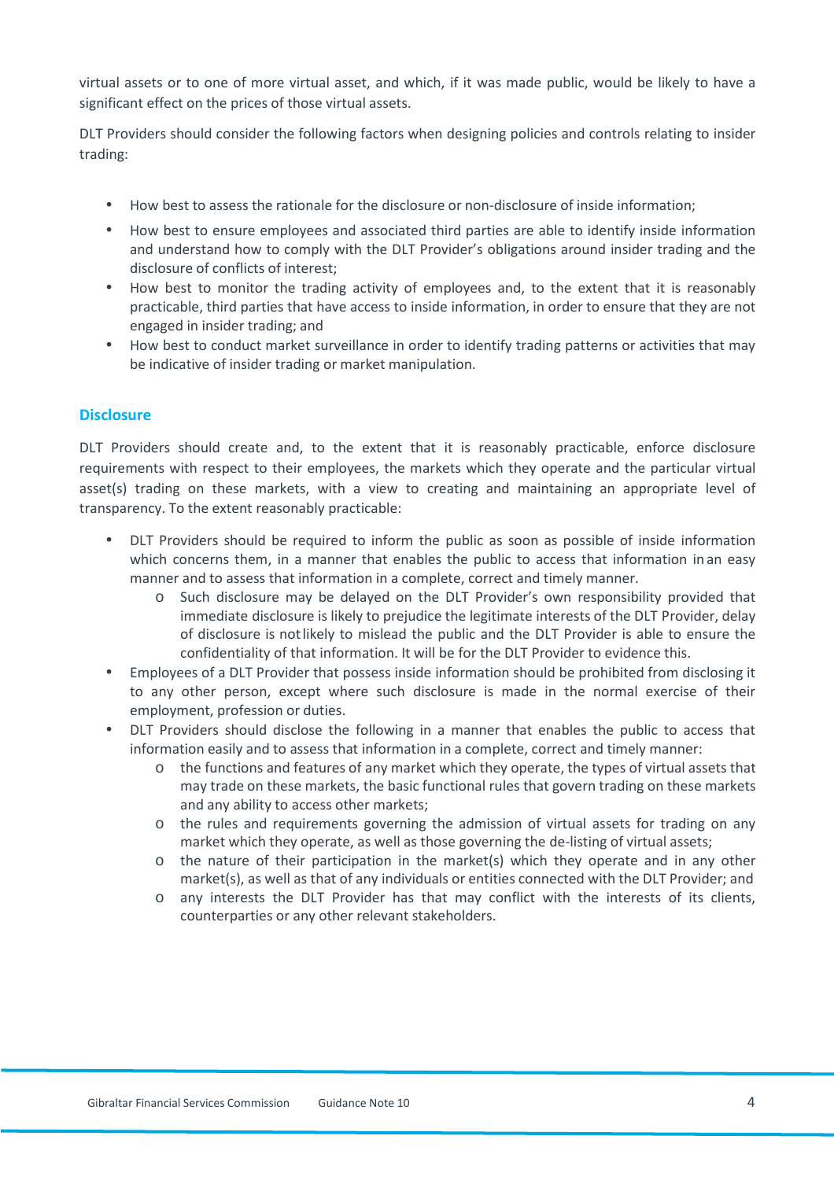virtual assets or to one of more virtual asset, and which, if it was made public, would be likely to have a significant effect on the prices of those virtual assets.

DLT Providers should consider the following factors when designing policies and controls relating to insider trading:

- How best to assess the rationale for the disclosure or non-disclosure of inside information;
- How best to ensure employees and associated third parties are able to identify inside information and understand how to comply with the DLT Provider's obligations around insider trading and the disclosure of conflicts of interest;
- How best to monitor the trading activity of employees and, to the extent that it is reasonably practicable, third parties that have access to inside information, in order to ensure that they are not engaged in insider trading; and
- How best to conduct market surveillance in order to identify trading patterns or activities that may be indicative of insider trading or market manipulation.

## Disclosure

DLT Providers should create and, to the extent that it is reasonably practicable, enforce disclosure requirements with respect to their employees, the markets which they operate and the particular virtual asset(s) trading on these markets, with a view to creating and maintaining an appropriate level of transparency. To the extent reasonably practicable:

- DLT Providers should be required to inform the public as soon as possible of inside information which concerns them, in a manner that enables the public to access that information in an easy manner and to assess that information in a complete, correct and timely manner.
    - Such disclosure may be delayed on the DLT Provider's own responsibility provided that immediate disclosure is likely to prejudice the legitimate interests of the DLT Provider, delay of disclosure is not likely to mislead the public and the DLT Provider is able to ensure the confidentiality of that information. It will be for the DLT Provider to evidence this.
- Employees of a DLT Provider that possess inside information should be prohibited from disclosing it to any other person, except where such disclosure is made in the normal exercise of their employment, profession or duties.
- DLT Providers should disclose the following in a manner that enables the public to access that information easily and to assess that information in a complete, correct and timely manner:
    - the functions and features of any market which they operate, the types of virtual assets that may trade on these markets, the basic functional rules that govern trading on these markets and any ability to access other markets;
    - the rules and requirements governing the admission of virtual assets for trading on any market which they operate, as well as those governing the de-listing of virtual assets;
    - the nature of their participation in the market(s) which they operate and in any other market(s), as well as that of any individuals or entities connected with the DLT Provider; and
    - any interests the DLT Provider has that may conflict with the interests of its clients, counterparties or any other relevant stakeholders.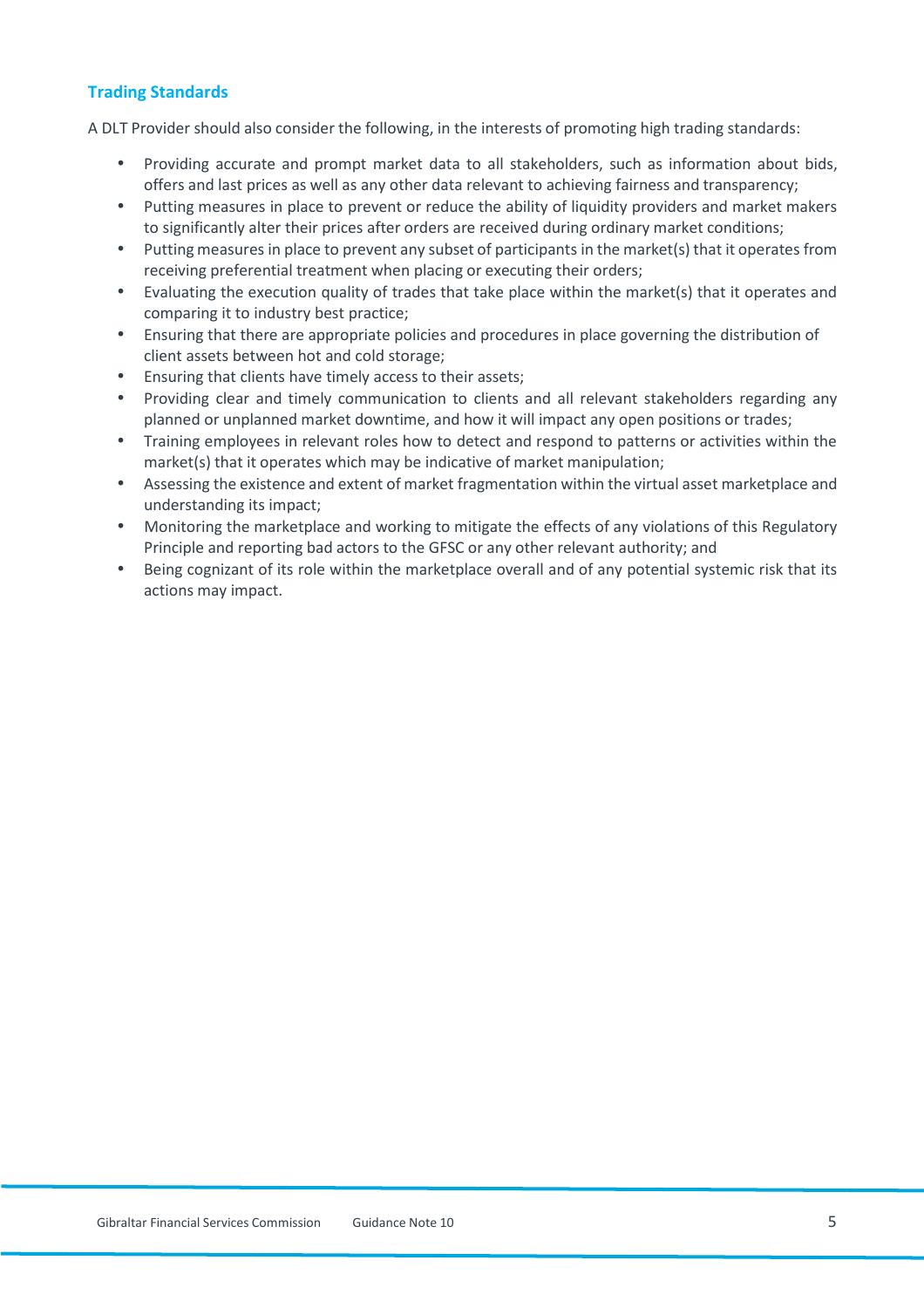## Trading Standards

A DLT Provider should also consider the following, in the interests of promoting high trading standards:

- Providing accurate and prompt market data to all stakeholders, such as information about bids, offers and last prices as well as any other data relevant to achieving fairness and transparency;
- Putting measures in place to prevent or reduce the ability of liquidity providers and market makers to significantly alter their prices after orders are received during ordinary market conditions;
- Putting measures in place to prevent any subset of participants in the market(s) that it operates from receiving preferential treatment when placing or executing their orders;
- Evaluating the execution quality of trades that take place within the market(s) that it operates and comparing it to industry best practice;
- Ensuring that there are appropriate policies and procedures in place governing the distribution of client assets between hot and cold storage;
- Ensuring that clients have timely access to their assets;
- Providing clear and timely communication to clients and all relevant stakeholders regarding any planned or unplanned market downtime, and how it will impact any open positions or trades;
- Training employees in relevant roles how to detect and respond to patterns or activities within the market(s) that it operates which may be indicative of market manipulation;
- Assessing the existence and extent of market fragmentation within the virtual asset marketplace and understanding its impact;
- Monitoring the marketplace and working to mitigate the effects of any violations of this Regulatory Principle and reporting bad actors to the GFSC or any other relevant authority; and
- Being cognizant of its role within the marketplace overall and of any potential systemic risk that its actions may impact.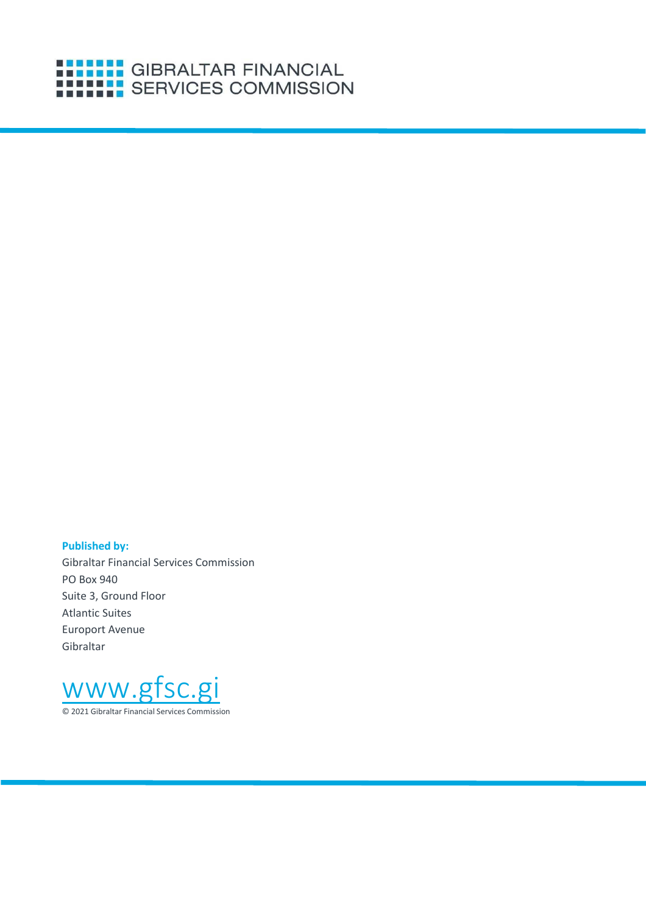GIBRALTAR FINANCIAL SERVICES COMMISSION

**Published by:**

Gibraltar Financial Services Commission
PO Box 940
Suite 3, Ground Floor
Atlantic Suites
Europort Avenue
Gibraltar

www.gfsc.gi

© 2021 Gibraltar Financial Services Commission